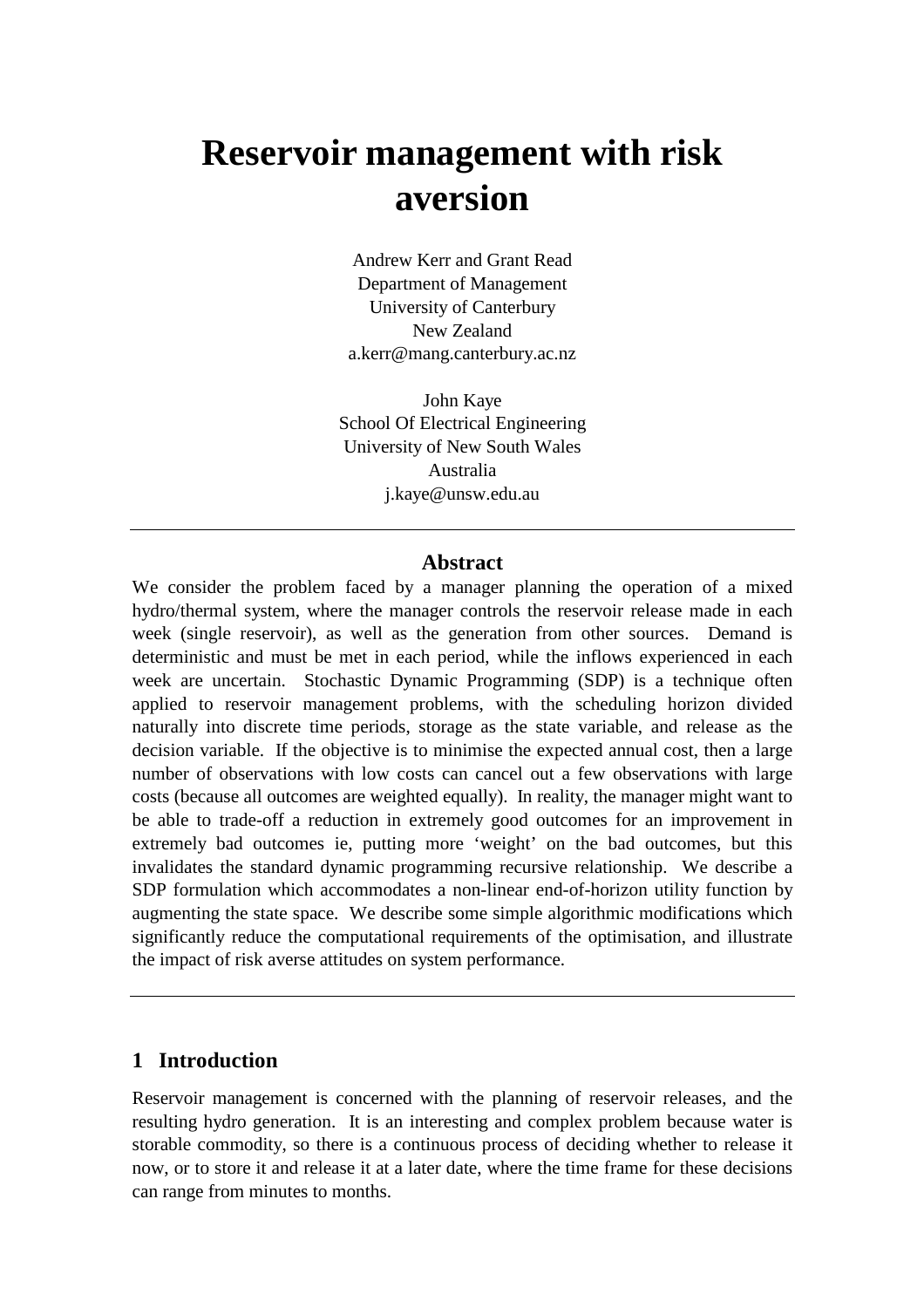# Reservoir management with risk aversion

Andrew Kerr and Grant Read
Department of Management
University of Canterbury
New Zealand
a.kerr@mang.canterbury.ac.nz

John Kaye
School Of Electrical Engineering
University of New South Wales
Australia
j.kaye@unsw.edu.au

---

## Abstract

We consider the problem faced by a manager planning the operation of a mixed hydro/thermal system, where the manager controls the reservoir release made in each week (single reservoir), as well as the generation from other sources. Demand is deterministic and must be met in each period, while the inflows experienced in each week are uncertain. Stochastic Dynamic Programming (SDP) is a technique often applied to reservoir management problems, with the scheduling horizon divided naturally into discrete time periods, storage as the state variable, and release as the decision variable. If the objective is to minimise the expected annual cost, then a large number of observations with low costs can cancel out a few observations with large costs (because all outcomes are weighted equally). In reality, the manager might want to be able to trade-off a reduction in extremely good outcomes for an improvement in extremely bad outcomes ie, putting more 'weight' on the bad outcomes, but this invalidates the standard dynamic programming recursive relationship. We describe a SDP formulation which accommodates a non-linear end-of-horizon utility function by augmenting the state space. We describe some simple algorithmic modifications which significantly reduce the computational requirements of the optimisation, and illustrate the impact of risk averse attitudes on system performance.

---

## 1 Introduction

Reservoir management is concerned with the planning of reservoir releases, and the resulting hydro generation. It is an interesting and complex problem because water is storable commodity, so there is a continuous process of deciding whether to release it now, or to store it and release it at a later date, where the time frame for these decisions can range from minutes to months.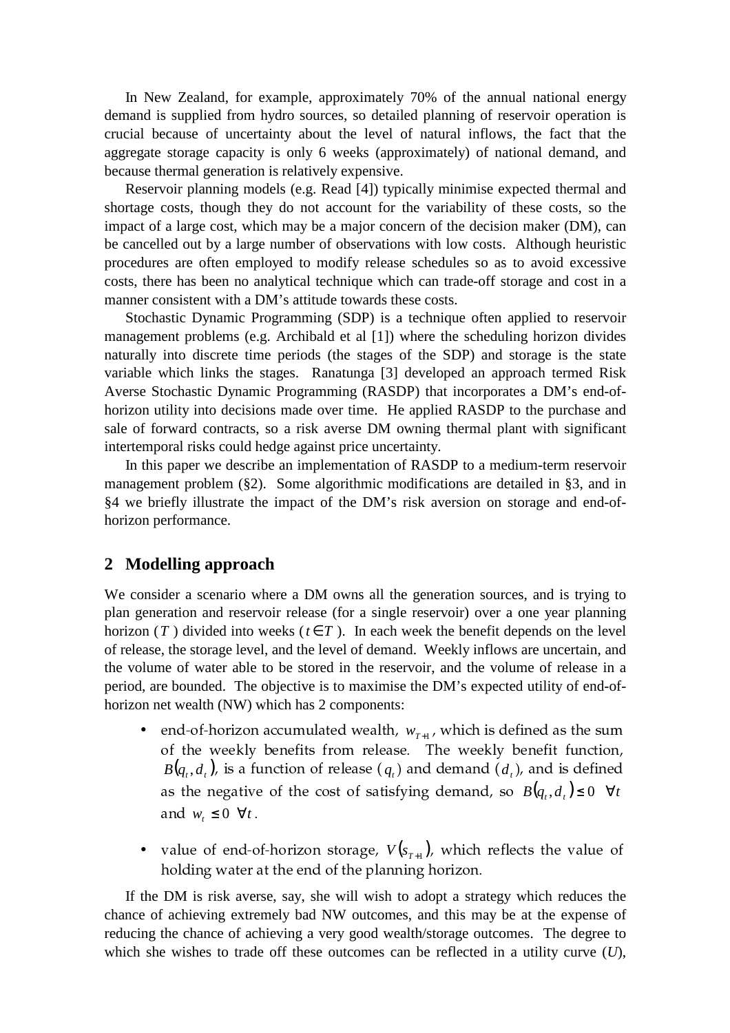In New Zealand, for example, approximately 70% of the annual national energy demand is supplied from hydro sources, so detailed planning of reservoir operation is crucial because of uncertainty about the level of natural inflows, the fact that the aggregate storage capacity is only 6 weeks (approximately) of national demand, and because thermal generation is relatively expensive.

Reservoir planning models (e.g. Read [4]) typically minimise expected thermal and shortage costs, though they do not account for the variability of these costs, so the impact of a large cost, which may be a major concern of the decision maker (DM), can be cancelled out by a large number of observations with low costs. Although heuristic procedures are often employed to modify release schedules so as to avoid excessive costs, there has been no analytical technique which can trade-off storage and cost in a manner consistent with a DM's attitude towards these costs.

Stochastic Dynamic Programming (SDP) is a technique often applied to reservoir management problems (e.g. Archibald et al [1]) where the scheduling horizon divides naturally into discrete time periods (the stages of the SDP) and storage is the state variable which links the stages. Ranatunga [3] developed an approach termed Risk Averse Stochastic Dynamic Programming (RASDP) that incorporates a DM's end-of-horizon utility into decisions made over time. He applied RASDP to the purchase and sale of forward contracts, so a risk averse DM owning thermal plant with significant intertemporal risks could hedge against price uncertainty.

In this paper we describe an implementation of RASDP to a medium-term reservoir management problem (§2). Some algorithmic modifications are detailed in §3, and in §4 we briefly illustrate the impact of the DM's risk aversion on storage and end-of-horizon performance.

## 2 Modelling approach

We consider a scenario where a DM owns all the generation sources, and is trying to plan generation and reservoir release (for a single reservoir) over a one year planning horizon ($T$) divided into weeks ($t \in T$). In each week the benefit depends on the level of release, the storage level, and the level of demand. Weekly inflows are uncertain, and the volume of water able to be stored in the reservoir, and the volume of release in a period, are bounded. The objective is to maximise the DM's expected utility of end-of-horizon net wealth (NW) which has 2 components:

- end-of-horizon accumulated wealth, $w_{T+1}$, which is defined as the sum of the weekly benefits from release. The weekly benefit function, $B(q_t, d_t)$, is a function of release ($q_t$) and demand ($d_t$), and is defined as the negative of the cost of satisfying demand, so $B(q_t, d_t) \leq 0 \;\; \forall t$ and $w_t \leq 0 \;\; \forall t$.

- value of end-of-horizon storage, $V(s_{T+1})$, which reflects the value of holding water at the end of the planning horizon.

If the DM is risk averse, say, she will wish to adopt a strategy which reduces the chance of achieving extremely bad NW outcomes, and this may be at the expense of reducing the chance of achieving a very good wealth/storage outcomes. The degree to which she wishes to trade off these outcomes can be reflected in a utility curve ($U$),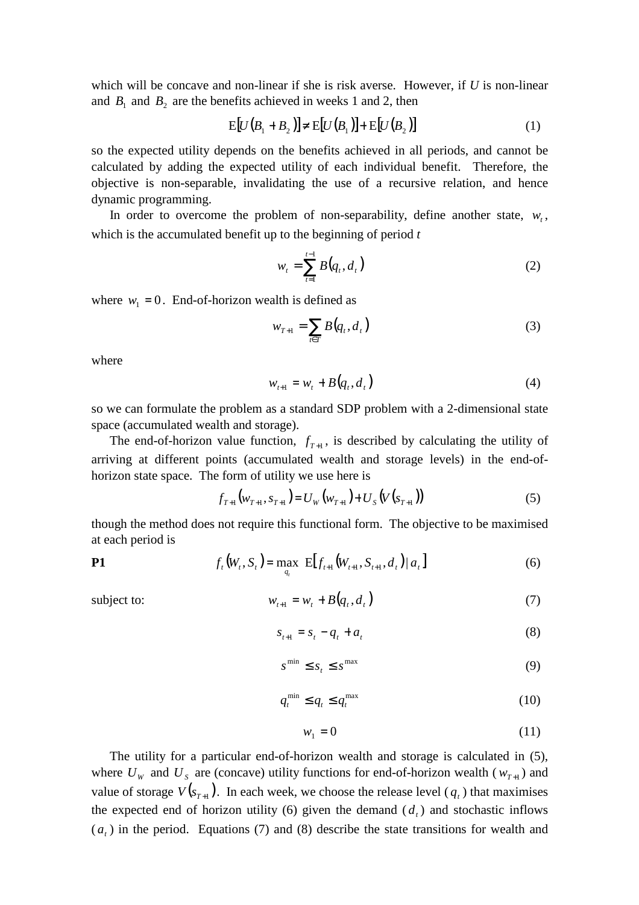which will be concave and non-linear if she is risk averse. However, if $U$ is non-linear and $B_1$ and $B_2$ are the benefits achieved in weeks 1 and 2, then

$$\mathrm{E}[U(B_1 + B_2)] \neq \mathrm{E}[U(B_1)] + \mathrm{E}[U(B_2)] \tag{1}$$

so the expected utility depends on the benefits achieved in all periods, and cannot be calculated by adding the expected utility of each individual benefit. Therefore, the objective is non-separable, invalidating the use of a recursive relation, and hence dynamic programming.

In order to overcome the problem of non-separability, define another state, $w_t$, which is the accumulated benefit up to the beginning of period $t$

$$w_t = \sum_{t=1}^{t-1} B(q_t, d_t) \tag{2}$$

where $w_1 = 0$. End-of-horizon wealth is defined as

$$w_{T+1} = \sum_{t \in T} B(q_t, d_t) \tag{3}$$

where

$$w_{t+1} = w_t + B(q_t, d_t) \tag{4}$$

so we can formulate the problem as a standard SDP problem with a 2-dimensional state space (accumulated wealth and storage).

The end-of-horizon value function, $f_{T+1}$, is described by calculating the utility of arriving at different points (accumulated wealth and storage levels) in the end-of-horizon state space. The form of utility we use here is

$$f_{T+1}(w_{T+1}, s_{T+1}) = U_W(w_{T+1}) + U_S(V(s_{T+1})) \tag{5}$$

though the method does not require this functional form. The objective to be maximised at each period is

**P1**

$$f_t(W_t, S_t) = \max_{q_t} \ \mathrm{E}\left[f_{t+1}(W_{t+1}, S_{t+1}, d_t) \,|\, a_t\right] \tag{6}$$

subject to:

$$w_{t+1} = w_t + B(q_t, d_t) \tag{7}$$

$$s_{t+1} = s_t - q_t + a_t \tag{8}$$

$$s^{\min} \leq s_t \leq s^{\max} \tag{9}$$

$$q_t^{\min} \leq q_t \leq q_t^{\max} \tag{10}$$

$$w_1 = 0 \tag{11}$$

The utility for a particular end-of-horizon wealth and storage is calculated in (5), where $U_W$ and $U_S$ are (concave) utility functions for end-of-horizon wealth ($w_{T+1}$) and value of storage $V(s_{T+1})$. In each week, we choose the release level ($q_t$) that maximises the expected end of horizon utility (6) given the demand ($d_t$) and stochastic inflows ($a_t$) in the period. Equations (7) and (8) describe the state transitions for wealth and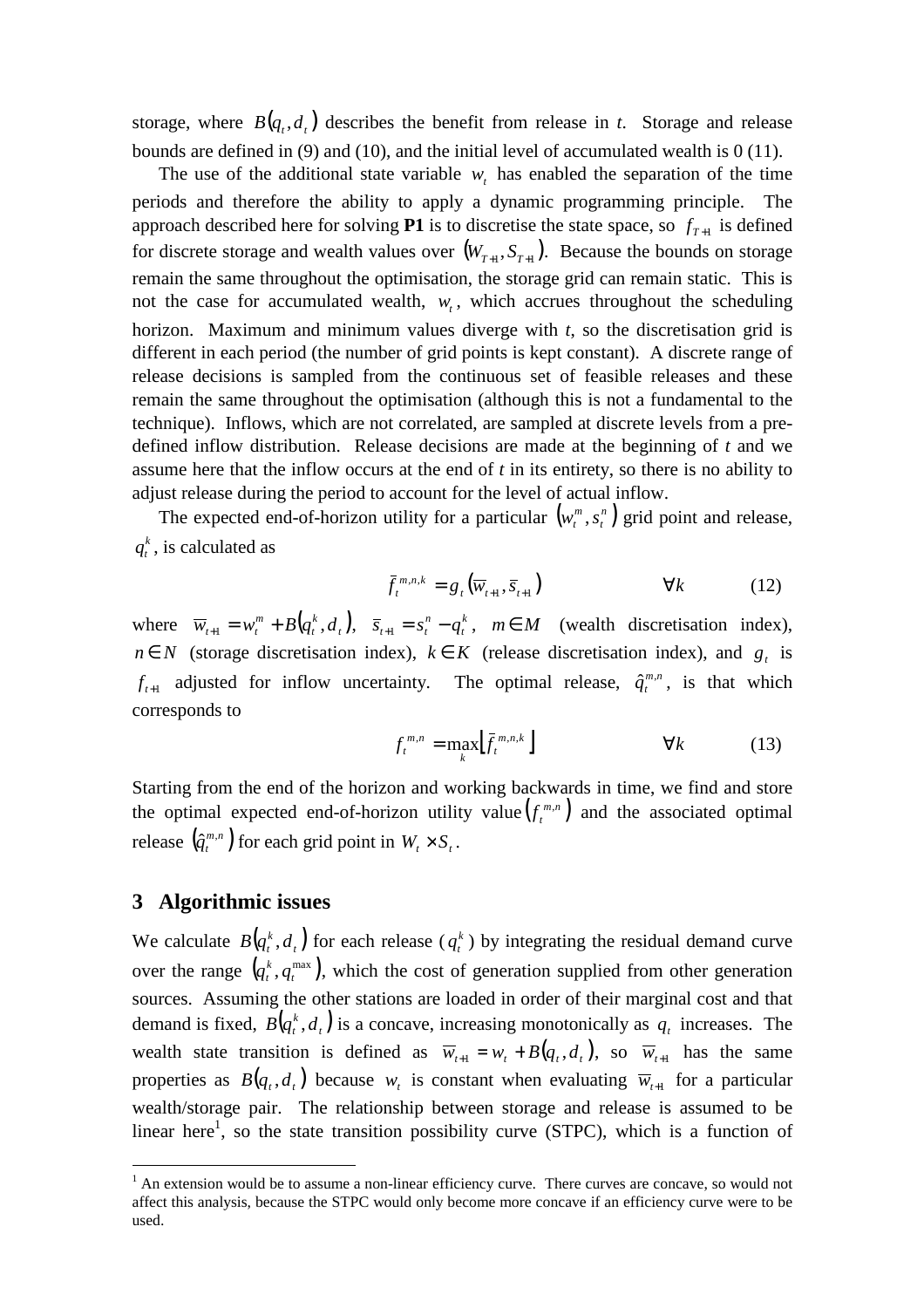storage, where $B(q_t, d_t)$ describes the benefit from release in *t*. Storage and release bounds are defined in (9) and (10), and the initial level of accumulated wealth is 0 (11).

The use of the additional state variable $w_t$ has enabled the separation of the time periods and therefore the ability to apply a dynamic programming principle. The approach described here for solving **P1** is to discretise the state space, so $f_{T+1}$ is defined for discrete storage and wealth values over $(W_{T+1}, S_{T+1})$. Because the bounds on storage remain the same throughout the optimisation, the storage grid can remain static. This is not the case for accumulated wealth, $w_t$, which accrues throughout the scheduling horizon. Maximum and minimum values diverge with *t*, so the discretisation grid is different in each period (the number of grid points is kept constant). A discrete range of release decisions is sampled from the continuous set of feasible releases and these remain the same throughout the optimisation (although this is not a fundamental to the technique). Inflows, which are not correlated, are sampled at discrete levels from a pre-defined inflow distribution. Release decisions are made at the beginning of *t* and we assume here that the inflow occurs at the end of *t* in its entirety, so there is no ability to adjust release during the period to account for the level of actual inflow.

The expected end-of-horizon utility for a particular $(w_t^m, s_t^n)$ grid point and release, $q_t^k$, is calculated as

$$\bar{f}_t^{m,n,k} = g_t(\bar{w}_{t+1}, \bar{s}_{t+1}) \qquad \forall k \qquad (12)$$

where $\bar{w}_{t+1} = w_t^m + B(q_t^k, d_t)$, $\bar{s}_{t+1} = s_t^n - q_t^k$, $m \in M$ (wealth discretisation index), $n \in N$ (storage discretisation index), $k \in K$ (release discretisation index), and $g_t$ is $f_{t+1}$ adjusted for inflow uncertainty. The optimal release, $\hat{q}_t^{m,n}$, is that which corresponds to

$$f_t^{m,n} = \max_k \left[ \bar{f}_t^{m,n,k} \right] \qquad \forall k \qquad (13)$$

Starting from the end of the horizon and working backwards in time, we find and store the optimal expected end-of-horizon utility value $(f_t^{m,n})$ and the associated optimal release $(\hat{q}_t^{m,n})$ for each grid point in $W_t \times S_t$.

## 3 Algorithmic issues

We calculate $B(q_t^k, d_t)$ for each release ($q_t^k$) by integrating the residual demand curve over the range $(q_t^k, q_t^{\max})$, which the cost of generation supplied from other generation sources. Assuming the other stations are loaded in order of their marginal cost and that demand is fixed, $B(q_t^k, d_t)$ is a concave, increasing monotonically as $q_t$ increases. The wealth state transition is defined as $\bar{w}_{t+1} = w_t + B(q_t, d_t)$, so $\bar{w}_{t+1}$ has the same properties as $B(q_t, d_t)$ because $w_t$ is constant when evaluating $\bar{w}_{t+1}$ for a particular wealth/storage pair. The relationship between storage and release is assumed to be linear here[1], so the state transition possibility curve (STPC), which is a function of

[1] An extension would be to assume a non-linear efficiency curve. There curves are concave, so would not affect this analysis, because the STPC would only become more concave if an efficiency curve were to be used.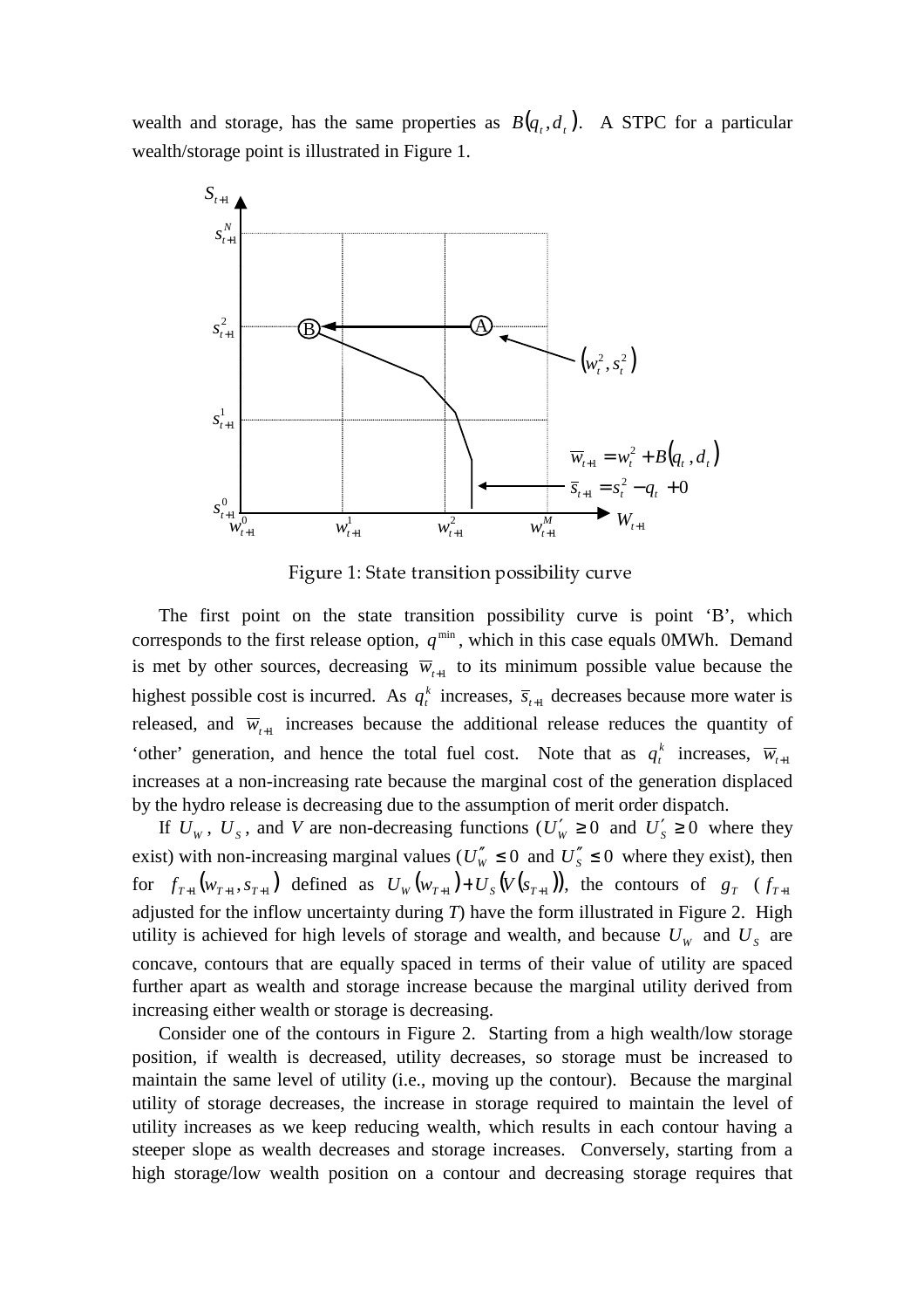wealth and storage, has the same properties as $B(q_t, d_t)$. A STPC for a particular wealth/storage point is illustrated in Figure 1.

Figure 1: State transition possibility curve

The first point on the state transition possibility curve is point 'B', which corresponds to the first release option, $q^{\min}$, which in this case equals 0MWh. Demand is met by other sources, decreasing $\overline{w}_{t+1}$ to its minimum possible value because the highest possible cost is incurred. As $q_t^k$ increases, $\overline{s}_{t+1}$ decreases because more water is released, and $\overline{w}_{t+1}$ increases because the additional release reduces the quantity of 'other' generation, and hence the total fuel cost. Note that as $q_t^k$ increases, $\overline{w}_{t+1}$ increases at a non-increasing rate because the marginal cost of the generation displaced by the hydro release is decreasing due to the assumption of merit order dispatch.

If $U_W$, $U_S$, and *V* are non-decreasing functions ($U'_W \geq 0$ and $U'_S \geq 0$ where they exist) with non-increasing marginal values ($U''_W \leq 0$ and $U''_S \leq 0$ where they exist), then for $f_{T+1}(w_{T+1}, s_{T+1})$ defined as $U_W(w_{T+1}) + U_S(V(s_{T+1}))$, the contours of $g_T$ ($f_{T+1}$ adjusted for the inflow uncertainty during *T*) have the form illustrated in Figure 2. High utility is achieved for high levels of storage and wealth, and because $U_W$ and $U_S$ are concave, contours that are equally spaced in terms of their value of utility are spaced further apart as wealth and storage increase because the marginal utility derived from increasing either wealth or storage is decreasing.

Consider one of the contours in Figure 2. Starting from a high wealth/low storage position, if wealth is decreased, utility decreases, so storage must be increased to maintain the same level of utility (i.e., moving up the contour). Because the marginal utility of storage decreases, the increase in storage required to maintain the level of utility increases as we keep reducing wealth, which results in each contour having a steeper slope as wealth decreases and storage increases. Conversely, starting from a high storage/low wealth position on a contour and decreasing storage requires that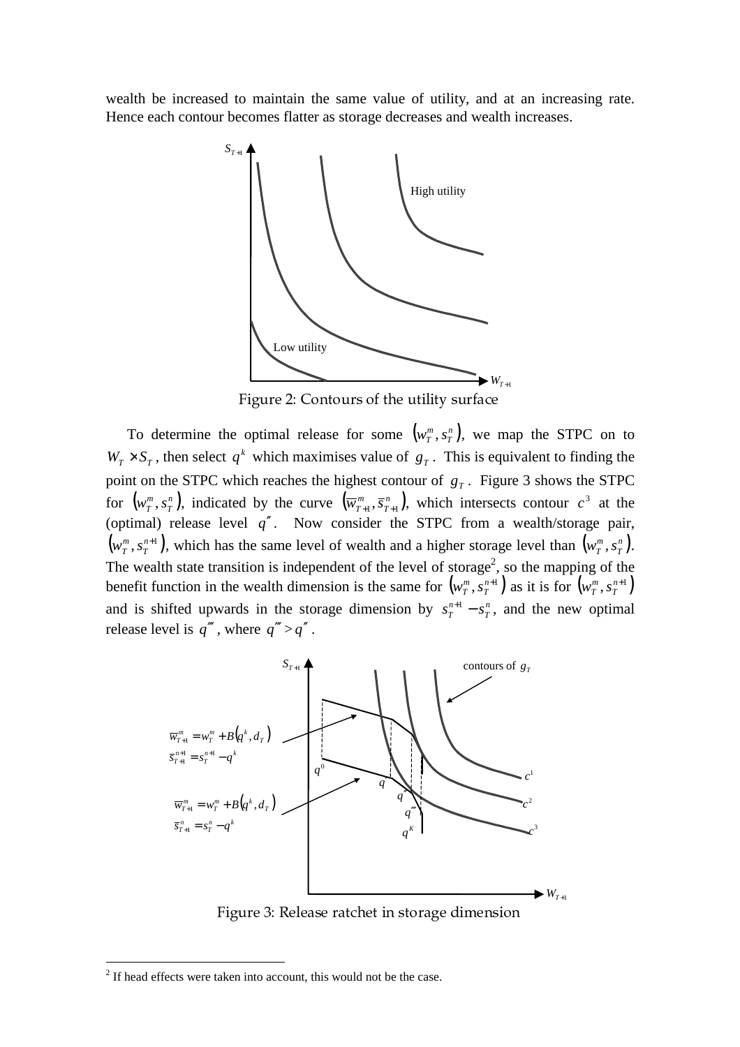wealth be increased to maintain the same value of utility, and at an increasing rate. Hence each contour becomes flatter as storage decreases and wealth increases.

Figure 2: Contours of the utility surface

To determine the optimal release for some $(w_T^m, s_T^n)$, we map the STPC on to $W_T \times S_T$, then select $q^k$ which maximises value of $g_T$. This is equivalent to finding the point on the STPC which reaches the highest contour of $g_T$. Figure 3 shows the STPC for $(w_T^m, s_T^n)$, indicated by the curve $(\overline{w}_{T+1}^m, \overline{s}_{T+1}^n)$, which intersects contour $c^3$ at the (optimal) release level $q''$. Now consider the STPC from a wealth/storage pair, $(w_T^m, s_T^{n+1})$, which has the same level of wealth and a higher storage level than $(w_T^m, s_T^n)$. The wealth state transition is independent of the level of storage[2], so the mapping of the benefit function in the wealth dimension is the same for $(w_T^m, s_T^{n+1})$ as it is for $(w_T^m, s_T^{n+1})$ and is shifted upwards in the storage dimension by $s_T^{n+1} - s_T^n$, and the new optimal release level is $q'''$, where $q''' > q''$.

Figure 3: Release ratchet in storage dimension

[2] If head effects were taken into account, this would not be the case.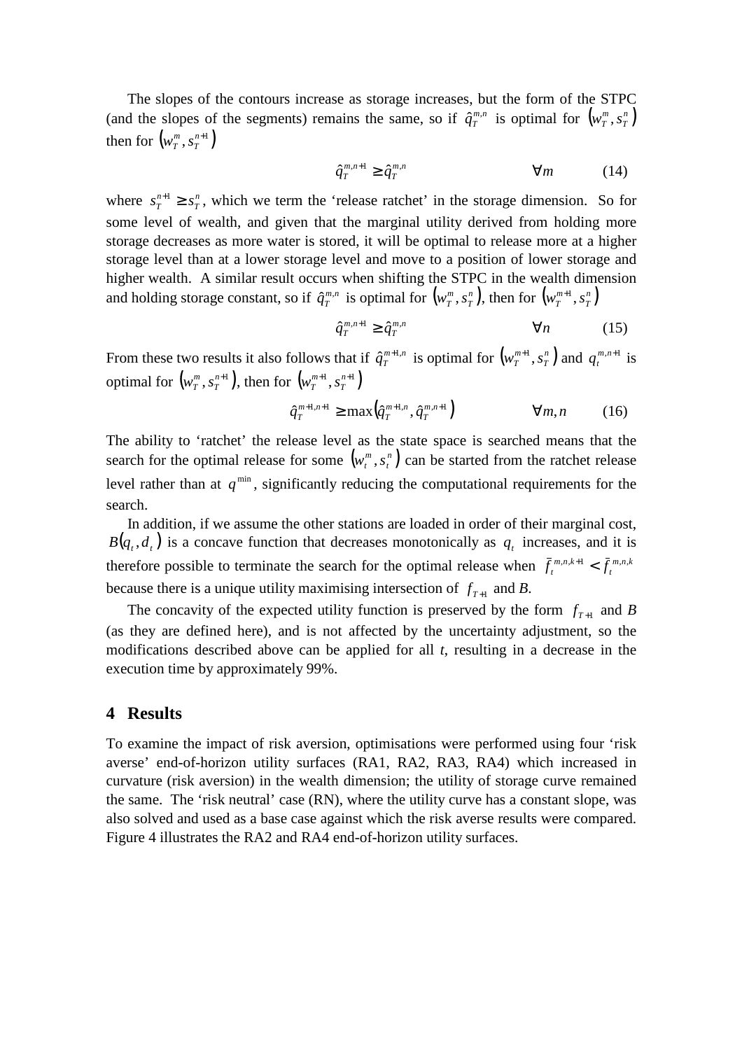The slopes of the contours increase as storage increases, but the form of the STPC (and the slopes of the segments) remains the same, so if $\hat{q}_T^{m,n}$ is optimal for $\left(w_T^m, s_T^n\right)$ then for $\left(w_T^m, s_T^{n+1}\right)$

$$\hat{q}_T^{m,n+1} \geq \hat{q}_T^{m,n} \qquad \forall m \tag{14}$$

where $s_T^{n+1} \geq s_T^n$, which we term the 'release ratchet' in the storage dimension. So for some level of wealth, and given that the marginal utility derived from holding more storage decreases as more water is stored, it will be optimal to release more at a higher storage level than at a lower storage level and move to a position of lower storage and higher wealth. A similar result occurs when shifting the STPC in the wealth dimension and holding storage constant, so if $\hat{q}_T^{m,n}$ is optimal for $\left(w_T^m, s_T^n\right)$, then for $\left(w_T^{m+1}, s_T^n\right)$

$$\hat{q}_T^{m,n+1} \geq \hat{q}_T^{m,n} \qquad \forall n \tag{15}$$

From these two results it also follows that if $\hat{q}_T^{m+1,n}$ is optimal for $\left(w_T^{m+1}, s_T^n\right)$ and $q_t^{m,n+1}$ is optimal for $\left(w_T^m, s_T^{n+1}\right)$, then for $\left(w_T^{m+1}, s_T^{n+1}\right)$

$$\hat{q}_T^{m+1,n+1} \geq \max\left(\hat{q}_T^{m+1,n}, \hat{q}_T^{m,n+1}\right) \qquad \forall m,n \tag{16}$$

The ability to 'ratchet' the release level as the state space is searched means that the search for the optimal release for some $\left(w_t^m, s_t^n\right)$ can be started from the ratchet release level rather than at $q^{\min}$, significantly reducing the computational requirements for the search.

In addition, if we assume the other stations are loaded in order of their marginal cost, $B\left(q_t, d_t\right)$ is a concave function that decreases monotonically as $q_t$ increases, and it is therefore possible to terminate the search for the optimal release when $\bar{f}_t^{m,n,k+1} < \bar{f}_t^{m,n,k}$ because there is a unique utility maximising intersection of $f_{T+1}$ and $B$.

The concavity of the expected utility function is preserved by the form $f_{T+1}$ and $B$ (as they are defined here), and is not affected by the uncertainty adjustment, so the modifications described above can be applied for all $t$, resulting in a decrease in the execution time by approximately 99%.

## 4 Results

To examine the impact of risk aversion, optimisations were performed using four 'risk averse' end-of-horizon utility surfaces (RA1, RA2, RA3, RA4) which increased in curvature (risk aversion) in the wealth dimension; the utility of storage curve remained the same. The 'risk neutral' case (RN), where the utility curve has a constant slope, was also solved and used as a base case against which the risk averse results were compared. Figure 4 illustrates the RA2 and RA4 end-of-horizon utility surfaces.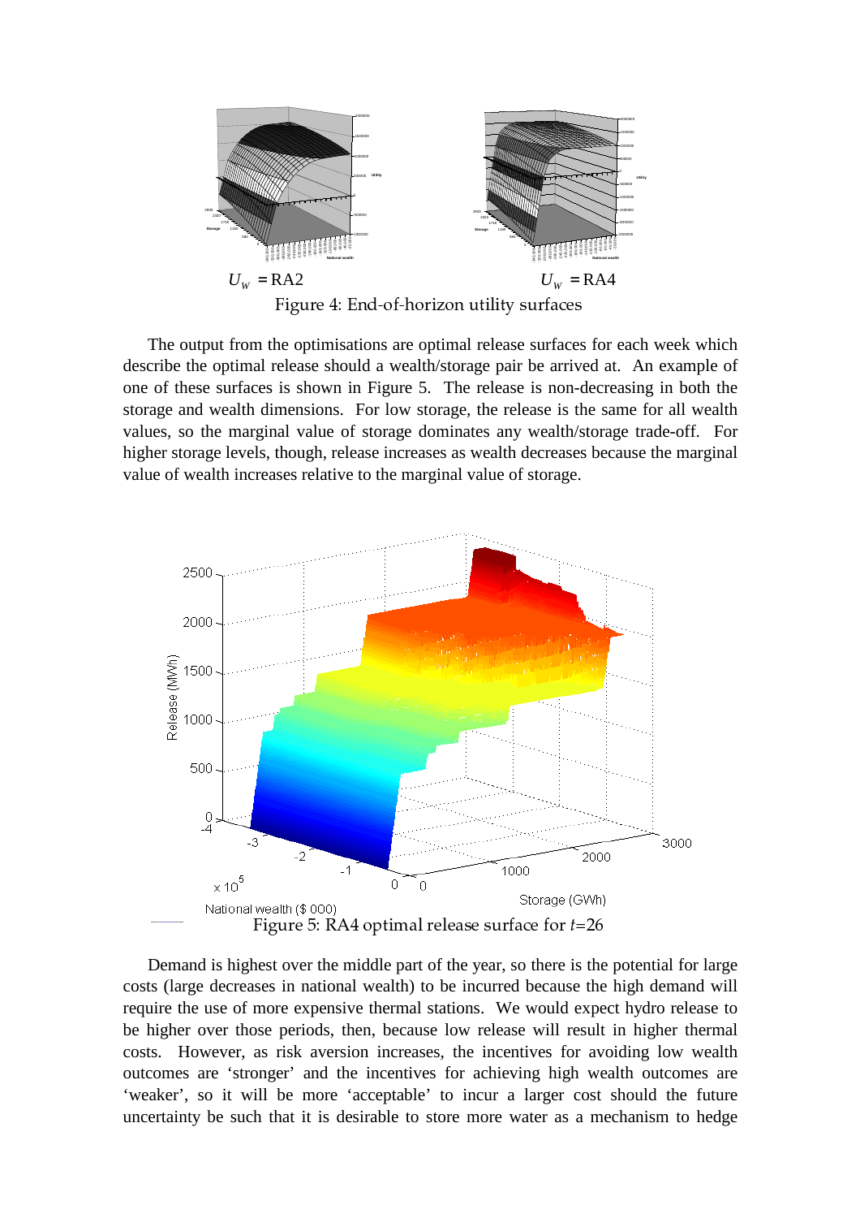$U_W$ = RA2 $U_W$ = RA4

Figure 4: End-of-horizon utility surfaces

The output from the optimisations are optimal release surfaces for each week which describe the optimal release should a wealth/storage pair be arrived at. An example of one of these surfaces is shown in Figure 5. The release is non-decreasing in both the storage and wealth dimensions. For low storage, the release is the same for all wealth values, so the marginal value of storage dominates any wealth/storage trade-off. For higher storage levels, though, release increases as wealth decreases because the marginal value of wealth increases relative to the marginal value of storage.

Figure 5: RA4 optimal release surface for $t$=26

Demand is highest over the middle part of the year, so there is the potential for large costs (large decreases in national wealth) to be incurred because the high demand will require the use of more expensive thermal stations. We would expect hydro release to be higher over those periods, then, because low release will result in higher thermal costs. However, as risk aversion increases, the incentives for avoiding low wealth outcomes are 'stronger' and the incentives for achieving high wealth outcomes are 'weaker', so it will be more 'acceptable' to incur a larger cost should the future uncertainty be such that it is desirable to store more water as a mechanism to hedge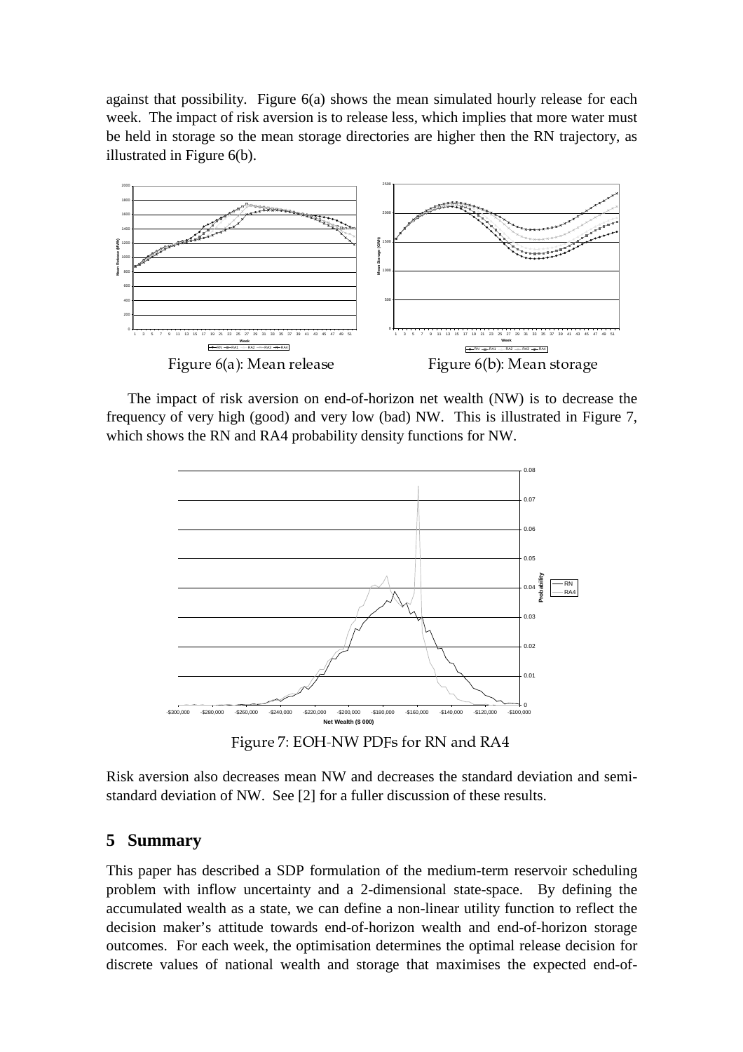against that possibility. Figure 6(a) shows the mean simulated hourly release for each week. The impact of risk aversion is to release less, which implies that more water must be held in storage so the mean storage directories are higher then the RN trajectory, as illustrated in Figure 6(b).

Figure 6(a): Mean release

Figure 6(b): Mean storage

The impact of risk aversion on end-of-horizon net wealth (NW) is to decrease the frequency of very high (good) and very low (bad) NW. This is illustrated in Figure 7, which shows the RN and RA4 probability density functions for NW.

Figure 7: EOH-NW PDFs for RN and RA4

Risk aversion also decreases mean NW and decreases the standard deviation and semi-standard deviation of NW. See [2] for a fuller discussion of these results.

## 5 Summary

This paper has described a SDP formulation of the medium-term reservoir scheduling problem with inflow uncertainty and a 2-dimensional state-space. By defining the accumulated wealth as a state, we can define a non-linear utility function to reflect the decision maker's attitude towards end-of-horizon wealth and end-of-horizon storage outcomes. For each week, the optimisation determines the optimal release decision for discrete values of national wealth and storage that maximises the expected end-of-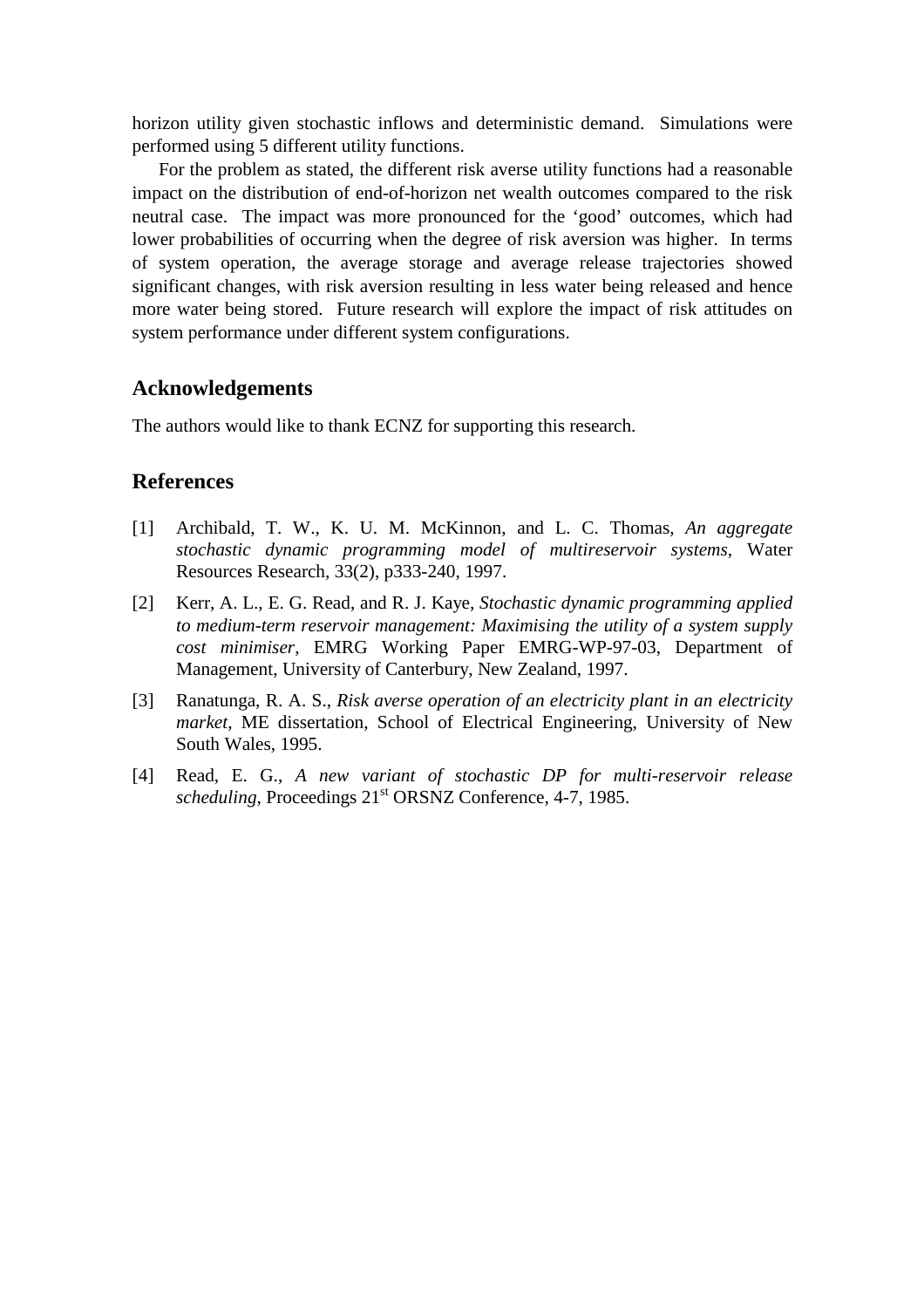horizon utility given stochastic inflows and deterministic demand. Simulations were performed using 5 different utility functions.

For the problem as stated, the different risk averse utility functions had a reasonable impact on the distribution of end-of-horizon net wealth outcomes compared to the risk neutral case. The impact was more pronounced for the 'good' outcomes, which had lower probabilities of occurring when the degree of risk aversion was higher. In terms of system operation, the average storage and average release trajectories showed significant changes, with risk aversion resulting in less water being released and hence more water being stored. Future research will explore the impact of risk attitudes on system performance under different system configurations.

## Acknowledgements

The authors would like to thank ECNZ for supporting this research.

## References

[1] Archibald, T. W., K. U. M. McKinnon, and L. C. Thomas, *An aggregate stochastic dynamic programming model of multireservoir systems*, Water Resources Research, 33(2), p333-240, 1997.

[2] Kerr, A. L., E. G. Read, and R. J. Kaye, *Stochastic dynamic programming applied to medium-term reservoir management: Maximising the utility of a system supply cost minimiser*, EMRG Working Paper EMRG-WP-97-03, Department of Management, University of Canterbury, New Zealand, 1997.

[3] Ranatunga, R. A. S., *Risk averse operation of an electricity plant in an electricity market*, ME dissertation, School of Electrical Engineering, University of New South Wales, 1995.

[4] Read, E. G., *A new variant of stochastic DP for multi-reservoir release scheduling*, Proceedings 21st ORSNZ Conference, 4-7, 1985.